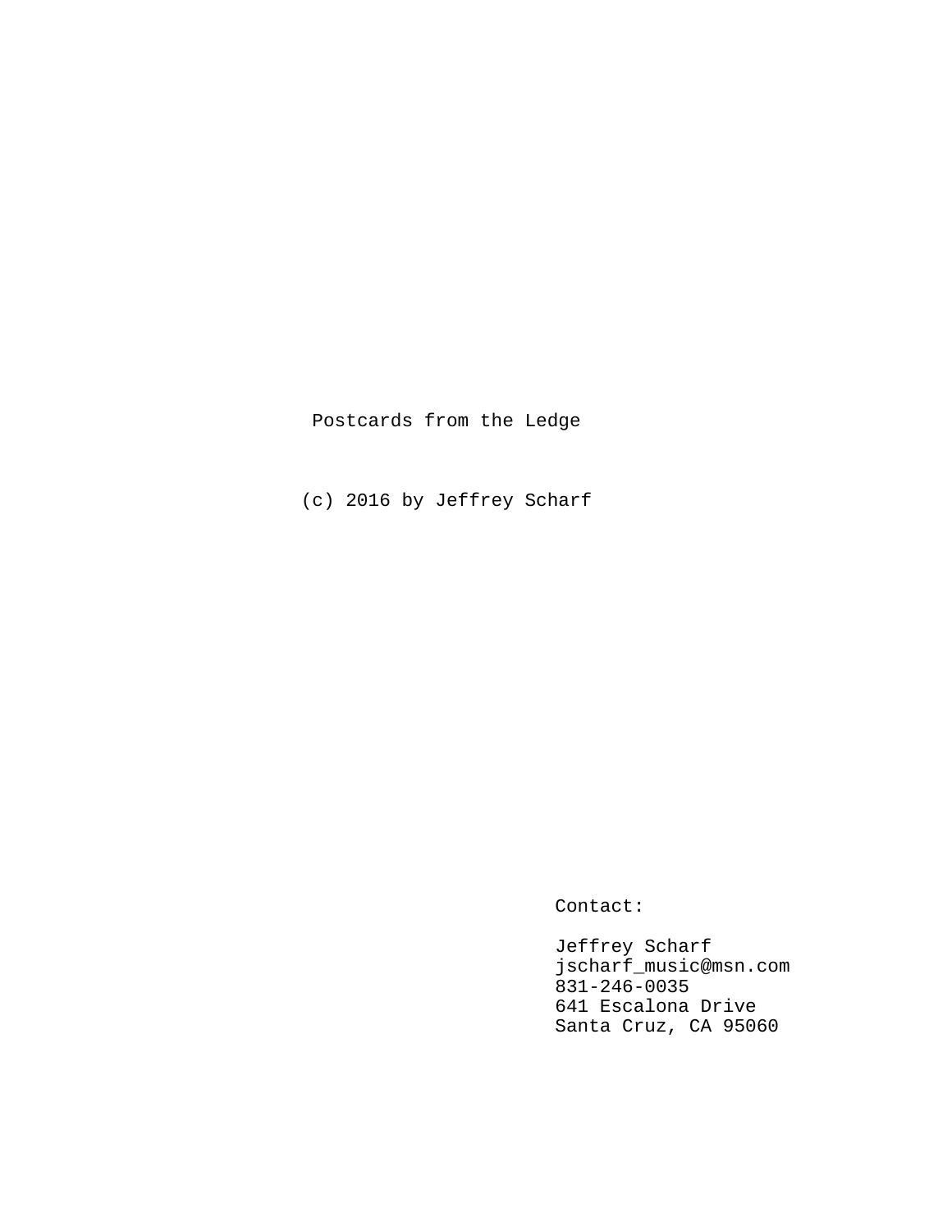# Postcards from the Ledge

(c) 2016 by Jeffrey Scharf

Contact:

Jeffrey Scharf
jscharf_music@msn.com
831-246-0035
641 Escalona Drive
Santa Cruz, CA 95060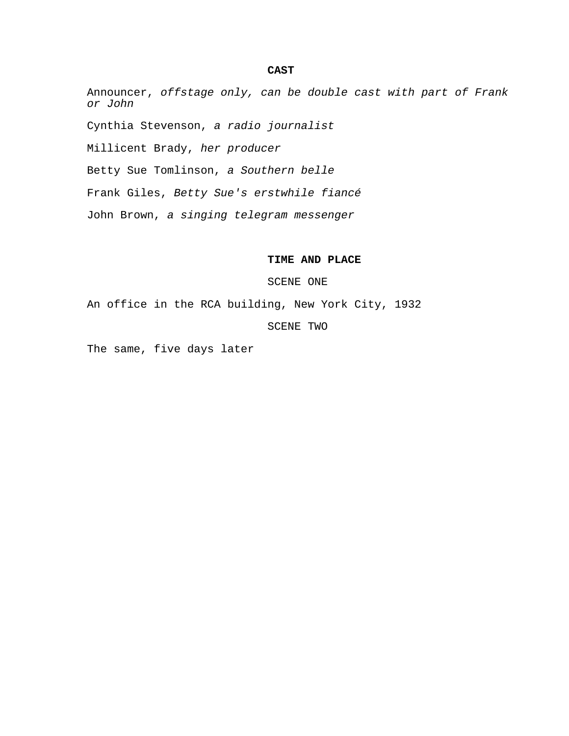**CAST**

Announcer, *offstage only, can be double cast with part of Frank or John*

Cynthia Stevenson, *a radio journalist*

Millicent Brady, *her producer*

Betty Sue Tomlinson, *a Southern belle*

Frank Giles, *Betty Sue's erstwhile fiancé*

John Brown, *a singing telegram messenger*

**TIME AND PLACE**

SCENE ONE

An office in the RCA building, New York City, 1932

SCENE TWO

The same, five days later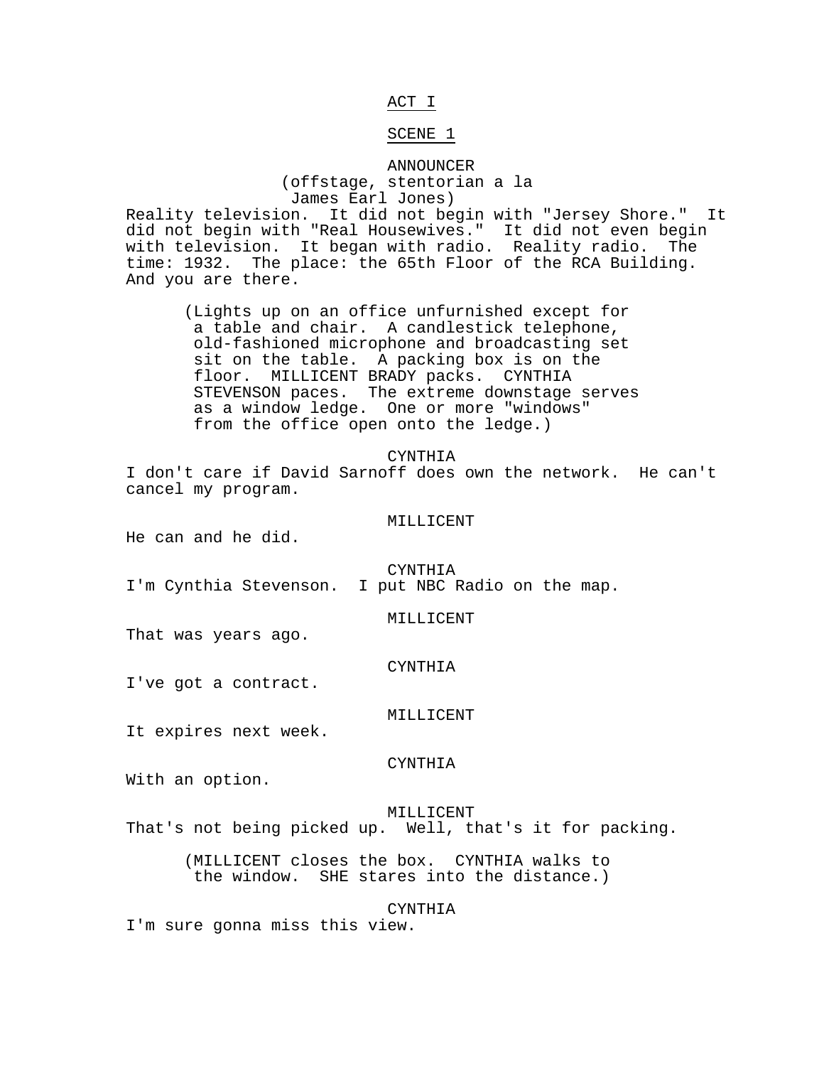## ACT I

### SCENE 1

ANNOUNCER
(offstage, stentorian a la James Earl Jones)
Reality television. It did not begin with "Jersey Shore." It did not begin with "Real Housewives." It did not even begin with television. It began with radio. Reality radio. The time: 1932. The place: the 65th Floor of the RCA Building. And you are there.

(Lights up on an office unfurnished except for a table and chair. A candlestick telephone, old-fashioned microphone and broadcasting set sit on the table. A packing box is on the floor. MILLICENT BRADY packs. CYNTHIA STEVENSON paces. The extreme downstage serves as a window ledge. One or more "windows" from the office open onto the ledge.)

CYNTHIA
I don't care if David Sarnoff does own the network. He can't cancel my program.

MILLICENT
He can and he did.

CYNTHIA
I'm Cynthia Stevenson. I put NBC Radio on the map.

MILLICENT
That was years ago.

CYNTHIA
I've got a contract.

MILLICENT
It expires next week.

CYNTHIA
With an option.

MILLICENT
That's not being picked up. Well, that's it for packing.

(MILLICENT closes the box. CYNTHIA walks to the window. SHE stares into the distance.)

CYNTHIA
I'm sure gonna miss this view.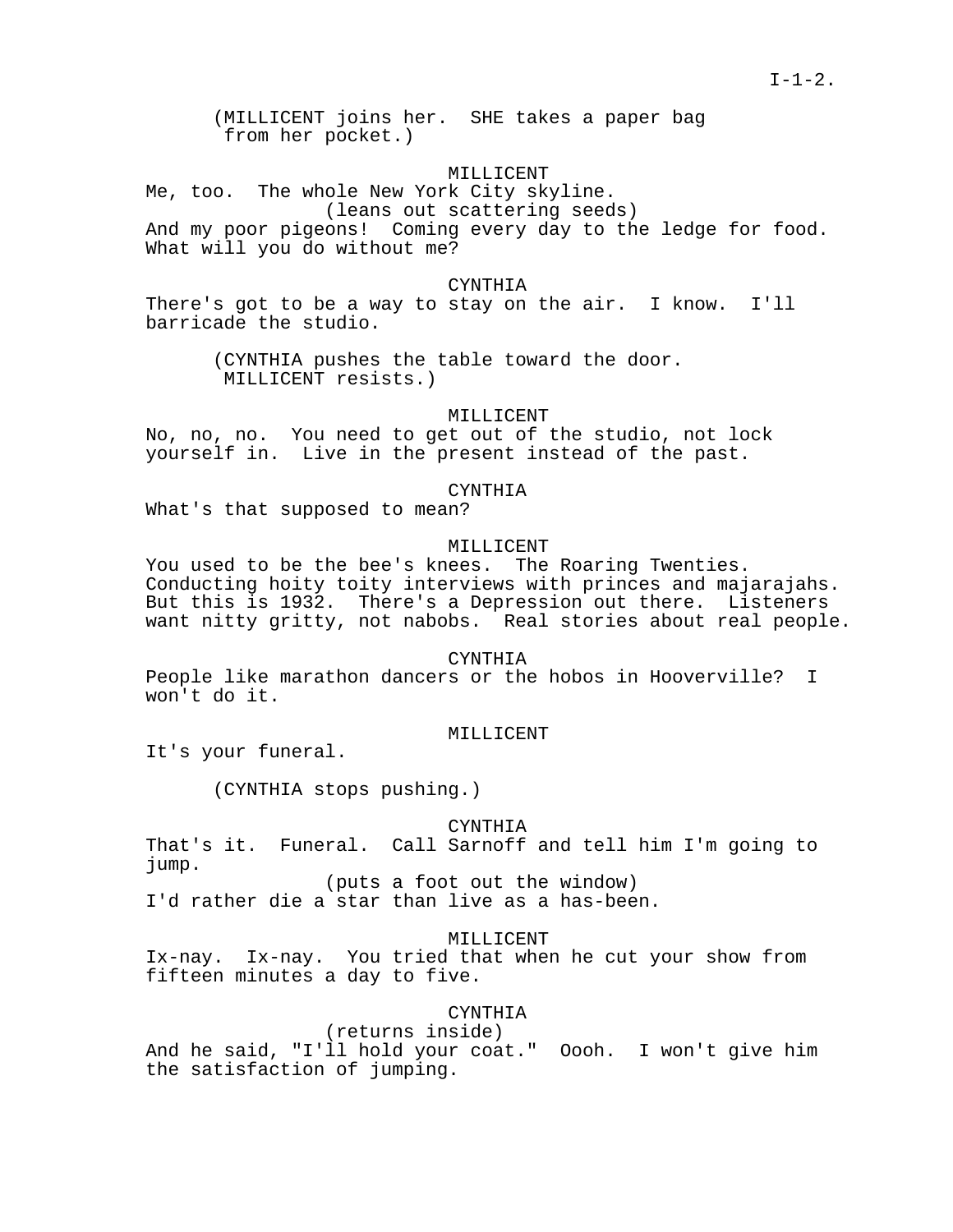(MILLICENT joins her. SHE takes a paper bag from her pocket.)

MILLICENT

Me, too. The whole New York City skyline.

(leans out scattering seeds)

And my poor pigeons! Coming every day to the ledge for food. What will you do without me?

CYNTHIA

There's got to be a way to stay on the air. I know. I'll barricade the studio.

(CYNTHIA pushes the table toward the door. MILLICENT resists.)

MILLICENT

No, no, no. You need to get out of the studio, not lock yourself in. Live in the present instead of the past.

CYNTHIA

What's that supposed to mean?

MILLICENT

You used to be the bee's knees. The Roaring Twenties. Conducting hoity toity interviews with princes and majarajahs. But this is 1932. There's a Depression out there. Listeners want nitty gritty, not nabobs. Real stories about real people.

CYNTHIA

People like marathon dancers or the hobos in Hooverville? I won't do it.

MILLICENT

It's your funeral.

(CYNTHIA stops pushing.)

CYNTHIA

That's it. Funeral. Call Sarnoff and tell him I'm going to jump.

(puts a foot out the window)

I'd rather die a star than live as a has-been.

MILLICENT

Ix-nay. Ix-nay. You tried that when he cut your show from fifteen minutes a day to five.

CYNTHIA

(returns inside)

And he said, "I'll hold your coat." Oooh. I won't give him the satisfaction of jumping.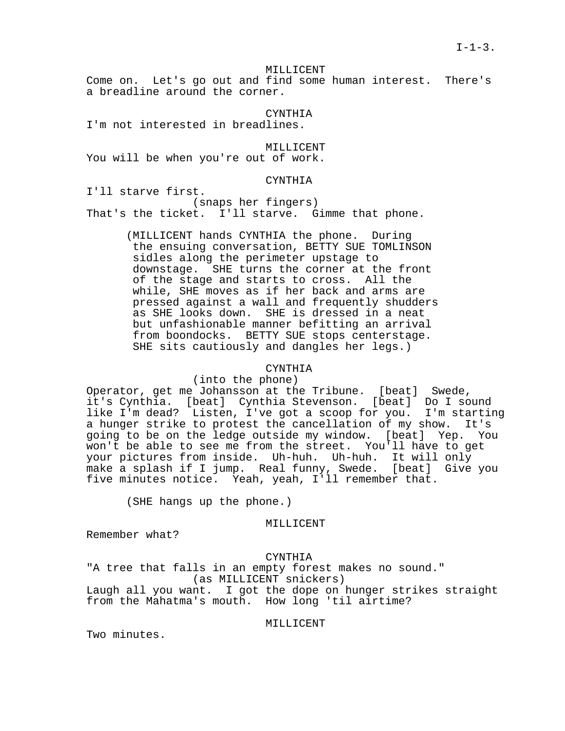MILLICENT

Come on. Let's go out and find some human interest. There's a breadline around the corner.

CYNTHIA

I'm not interested in breadlines.

MILLICENT

You will be when you're out of work.

CYNTHIA

I'll starve first.

(snaps her fingers)

That's the ticket. I'll starve. Gimme that phone.

(MILLICENT hands CYNTHIA the phone. During the ensuing conversation, BETTY SUE TOMLINSON sidles along the perimeter upstage to downstage. SHE turns the corner at the front of the stage and starts to cross. All the while, SHE moves as if her back and arms are pressed against a wall and frequently shudders as SHE looks down. SHE is dressed in a neat but unfashionable manner befitting an arrival from boondocks. BETTY SUE stops centerstage. SHE sits cautiously and dangles her legs.)

CYNTHIA

(into the phone)

Operator, get me Johansson at the Tribune. [beat] Swede, it's Cynthia. [beat] Cynthia Stevenson. [beat] Do I sound like I'm dead? Listen, I've got a scoop for you. I'm starting a hunger strike to protest the cancellation of my show. It's going to be on the ledge outside my window. [beat] Yep. You won't be able to see me from the street. You'll have to get your pictures from inside. Uh-huh. Uh-huh. It will only make a splash if I jump. Real funny, Swede. [beat] Give you five minutes notice. Yeah, yeah, I'll remember that.

(SHE hangs up the phone.)

MILLICENT

Remember what?

CYNTHIA

"A tree that falls in an empty forest makes no sound."

(as MILLICENT snickers)

Laugh all you want. I got the dope on hunger strikes straight from the Mahatma's mouth. How long 'til airtime?

MILLICENT

Two minutes.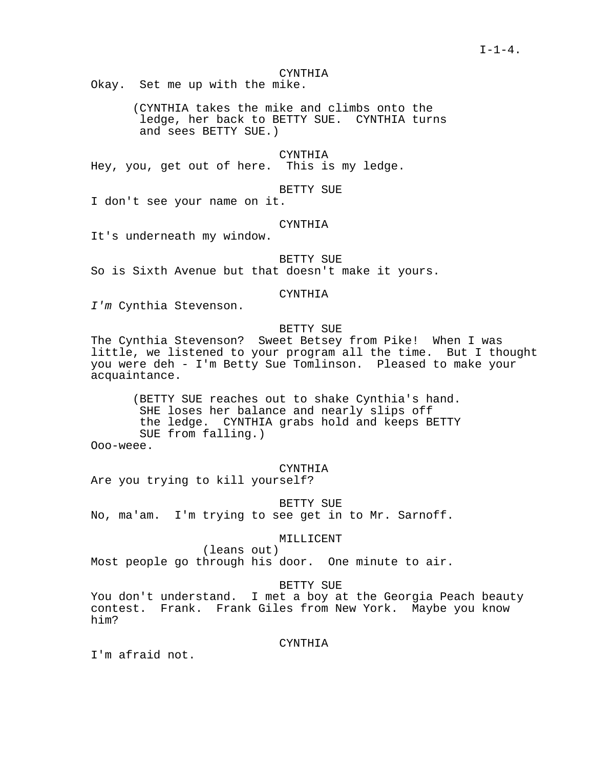CYNTHIA

Okay. Set me up with the mike.

(CYNTHIA takes the mike and climbs onto the ledge, her back to BETTY SUE. CYNTHIA turns and sees BETTY SUE.)

CYNTHIA

Hey, you, get out of here. This is my ledge.

BETTY SUE

I don't see your name on it.

CYNTHIA

It's underneath my window.

BETTY SUE

So is Sixth Avenue but that doesn't make it yours.

CYNTHIA

*I'm* Cynthia Stevenson.

BETTY SUE

The Cynthia Stevenson? Sweet Betsey from Pike! When I was little, we listened to your program all the time. But I thought you were deh - I'm Betty Sue Tomlinson. Pleased to make your acquaintance.

(BETTY SUE reaches out to shake Cynthia's hand. SHE loses her balance and nearly slips off the ledge. CYNTHIA grabs hold and keeps BETTY SUE from falling.)

Ooo-weee.

CYNTHIA

Are you trying to kill yourself?

BETTY SUE

No, ma'am. I'm trying to see get in to Mr. Sarnoff.

MILLICENT

(leans out)

Most people go through his door. One minute to air.

BETTY SUE

You don't understand. I met a boy at the Georgia Peach beauty contest. Frank. Frank Giles from New York. Maybe you know him?

CYNTHIA

I'm afraid not.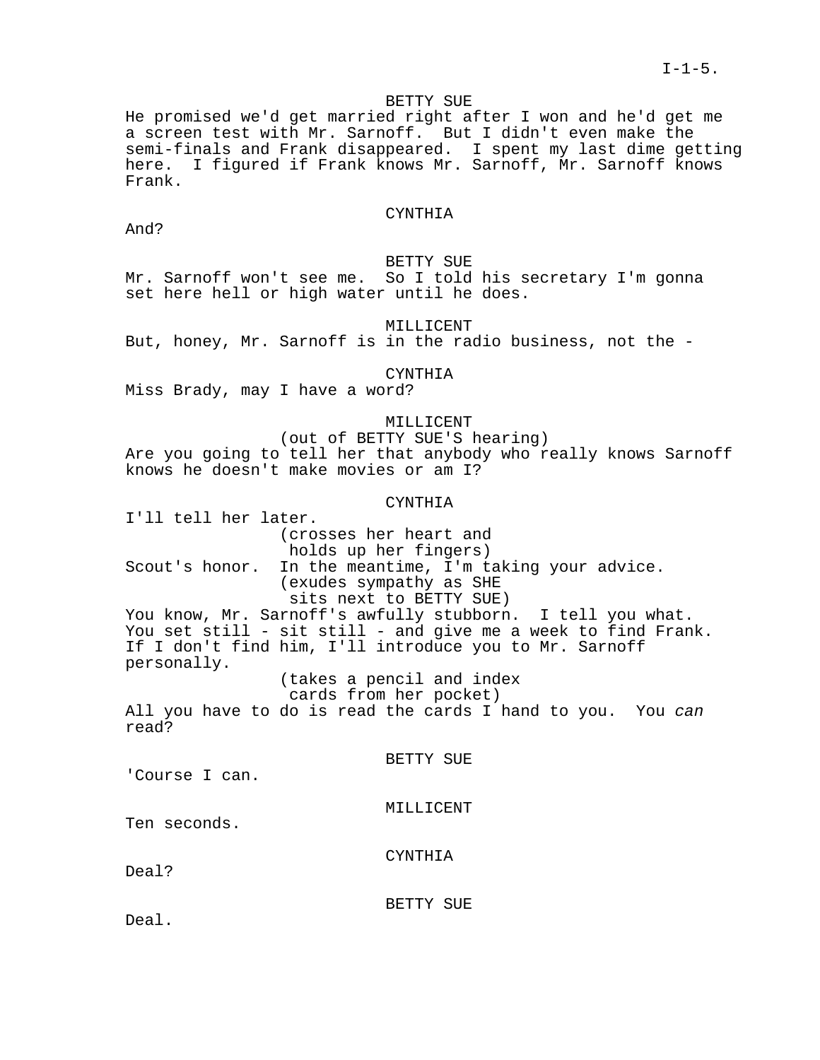BETTY SUE

He promised we'd get married right after I won and he'd get me a screen test with Mr. Sarnoff. But I didn't even make the semi-finals and Frank disappeared. I spent my last dime getting here. I figured if Frank knows Mr. Sarnoff, Mr. Sarnoff knows Frank.

CYNTHIA

And?

BETTY SUE

Mr. Sarnoff won't see me. So I told his secretary I'm gonna set here hell or high water until he does.

MILLICENT

But, honey, Mr. Sarnoff is in the radio business, not the -

CYNTHIA

Miss Brady, may I have a word?

MILLICENT

(out of BETTY SUE'S hearing)

Are you going to tell her that anybody who really knows Sarnoff knows he doesn't make movies or am I?

CYNTHIA

I'll tell her later.

(crosses her heart and holds up her fingers)

Scout's honor. In the meantime, I'm taking your advice.

(exudes sympathy as SHE sits next to BETTY SUE)

You know, Mr. Sarnoff's awfully stubborn. I tell you what. You set still - sit still - and give me a week to find Frank. If I don't find him, I'll introduce you to Mr. Sarnoff personally.

(takes a pencil and index cards from her pocket)

All you have to do is read the cards I hand to you. You *can* read?

BETTY SUE

'Course I can.

MILLICENT

Ten seconds.

CYNTHIA

Deal?

BETTY SUE

Deal.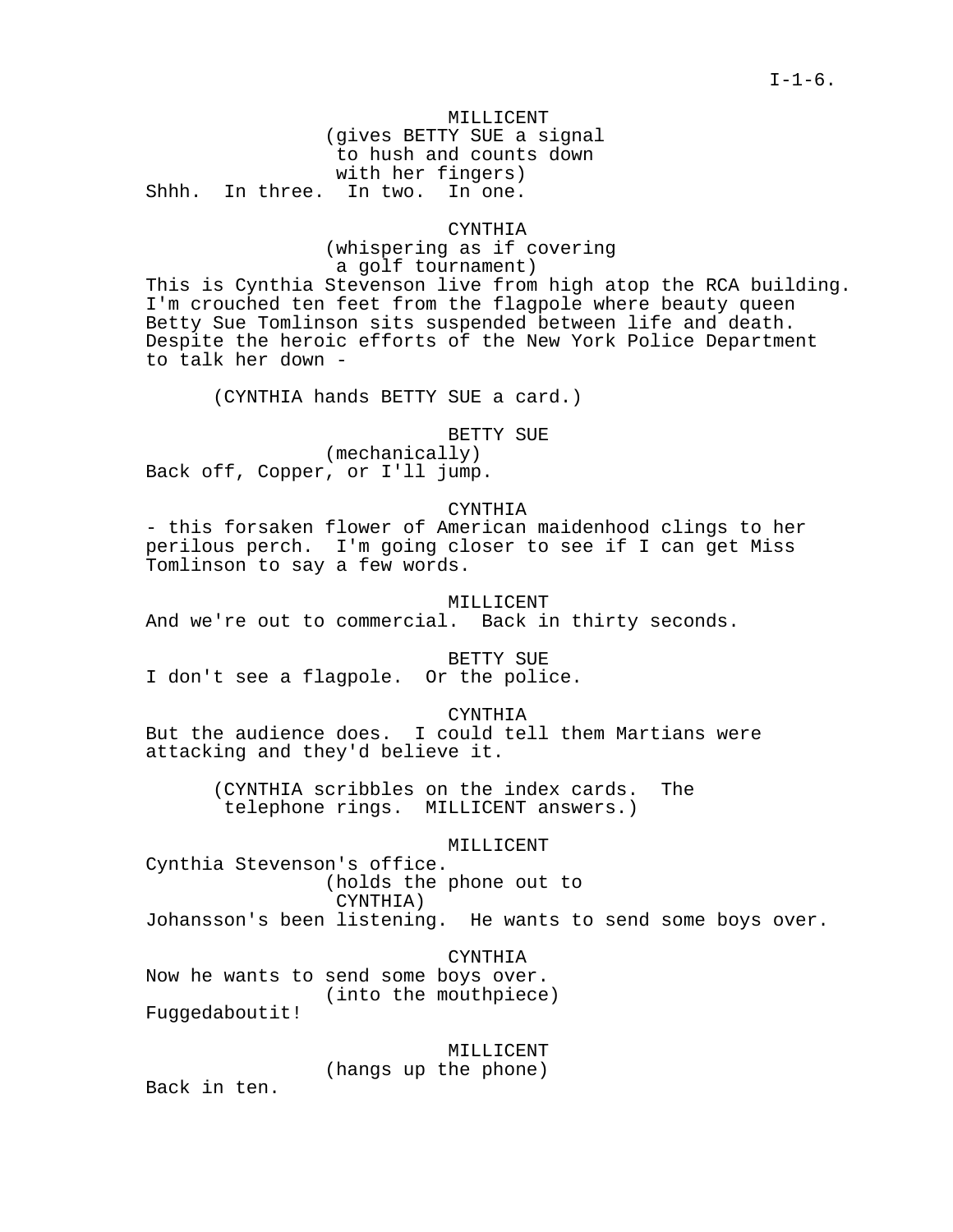MILLICENT
(gives BETTY SUE a signal to hush and counts down with her fingers)
Shhh.  In three.  In two.  In one.

CYNTHIA
(whispering as if covering a golf tournament)
This is Cynthia Stevenson live from high atop the RCA building.  I'm crouched ten feet from the flagpole where beauty queen Betty Sue Tomlinson sits suspended between life and death.  Despite the heroic efforts of the New York Police Department to talk her down -

(CYNTHIA hands BETTY SUE a card.)

BETTY SUE
(mechanically)
Back off, Copper, or I'll jump.

CYNTHIA
- this forsaken flower of American maidenhood clings to her perilous perch.  I'm going closer to see if I can get Miss Tomlinson to say a few words.

MILLICENT
And we're out to commercial.  Back in thirty seconds.

BETTY SUE
I don't see a flagpole.  Or the police.

CYNTHIA
But the audience does.  I could tell them Martians were attacking and they'd believe it.

(CYNTHIA scribbles on the index cards.  The telephone rings.  MILLICENT answers.)

MILLICENT
Cynthia Stevenson's office.
(holds the phone out to CYNTHIA)
Johansson's been listening.  He wants to send some boys over.

CYNTHIA
Now he wants to send some boys over.
(into the mouthpiece)
Fuggedaboutit!

MILLICENT
(hangs up the phone)
Back in ten.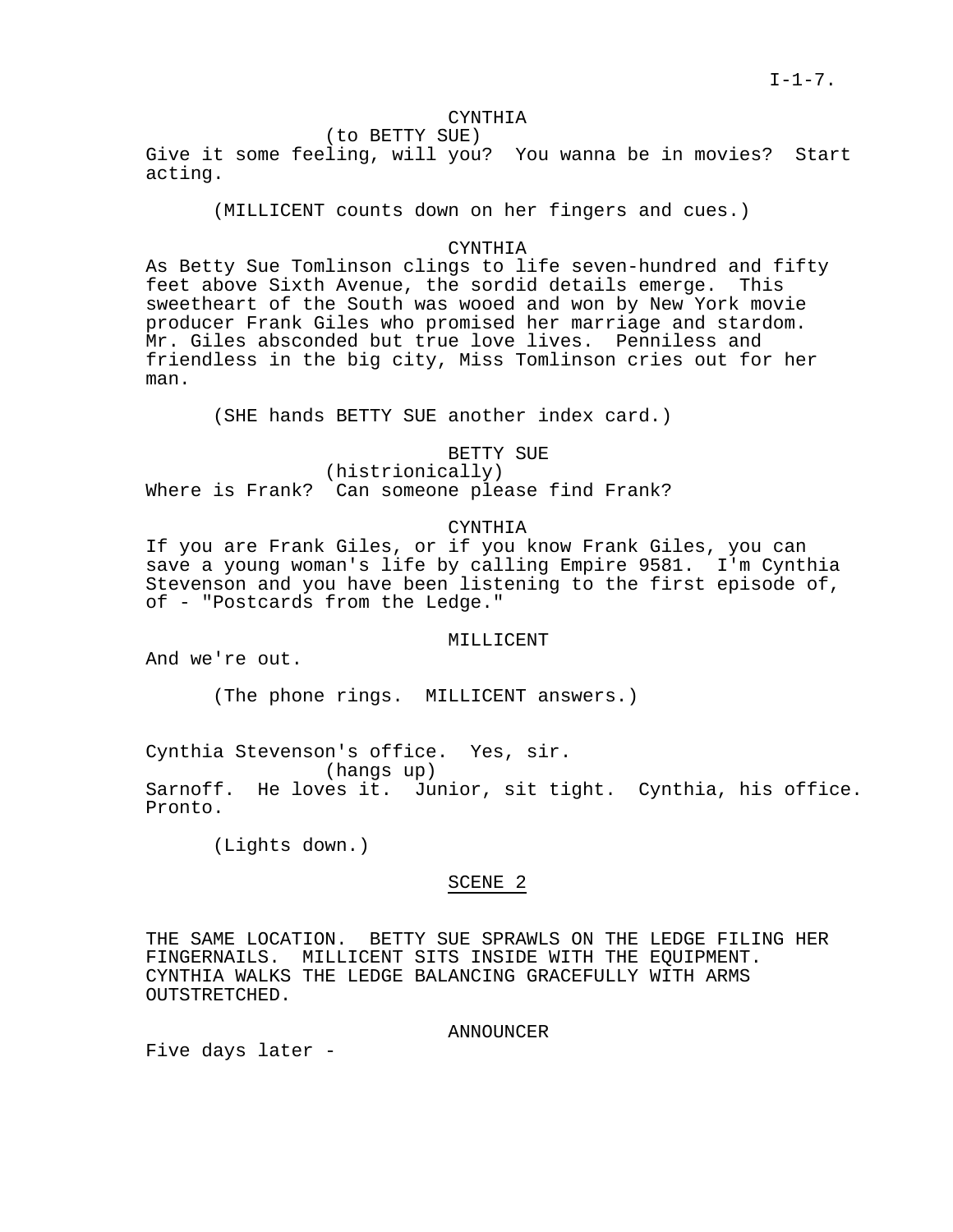CYNTHIA
(to BETTY SUE)
Give it some feeling, will you? You wanna be in movies? Start acting.

(MILLICENT counts down on her fingers and cues.)

CYNTHIA
As Betty Sue Tomlinson clings to life seven-hundred and fifty feet above Sixth Avenue, the sordid details emerge. This sweetheart of the South was wooed and won by New York movie producer Frank Giles who promised her marriage and stardom. Mr. Giles absconded but true love lives. Penniless and friendless in the big city, Miss Tomlinson cries out for her man.

(SHE hands BETTY SUE another index card.)

BETTY SUE
(histrionically)
Where is Frank? Can someone please find Frank?

CYNTHIA
If you are Frank Giles, or if you know Frank Giles, you can save a young woman's life by calling Empire 9581. I'm Cynthia Stevenson and you have been listening to the first episode of, of - "Postcards from the Ledge."

MILLICENT
And we're out.

(The phone rings. MILLICENT answers.)

Cynthia Stevenson's office. Yes, sir.
(hangs up)
Sarnoff. He loves it. Junior, sit tight. Cynthia, his office. Pronto.

(Lights down.)

## SCENE 2

THE SAME LOCATION. BETTY SUE SPRAWLS ON THE LEDGE FILING HER FINGERNAILS. MILLICENT SITS INSIDE WITH THE EQUIPMENT. CYNTHIA WALKS THE LEDGE BALANCING GRACEFULLY WITH ARMS OUTSTRETCHED.

ANNOUNCER
Five days later -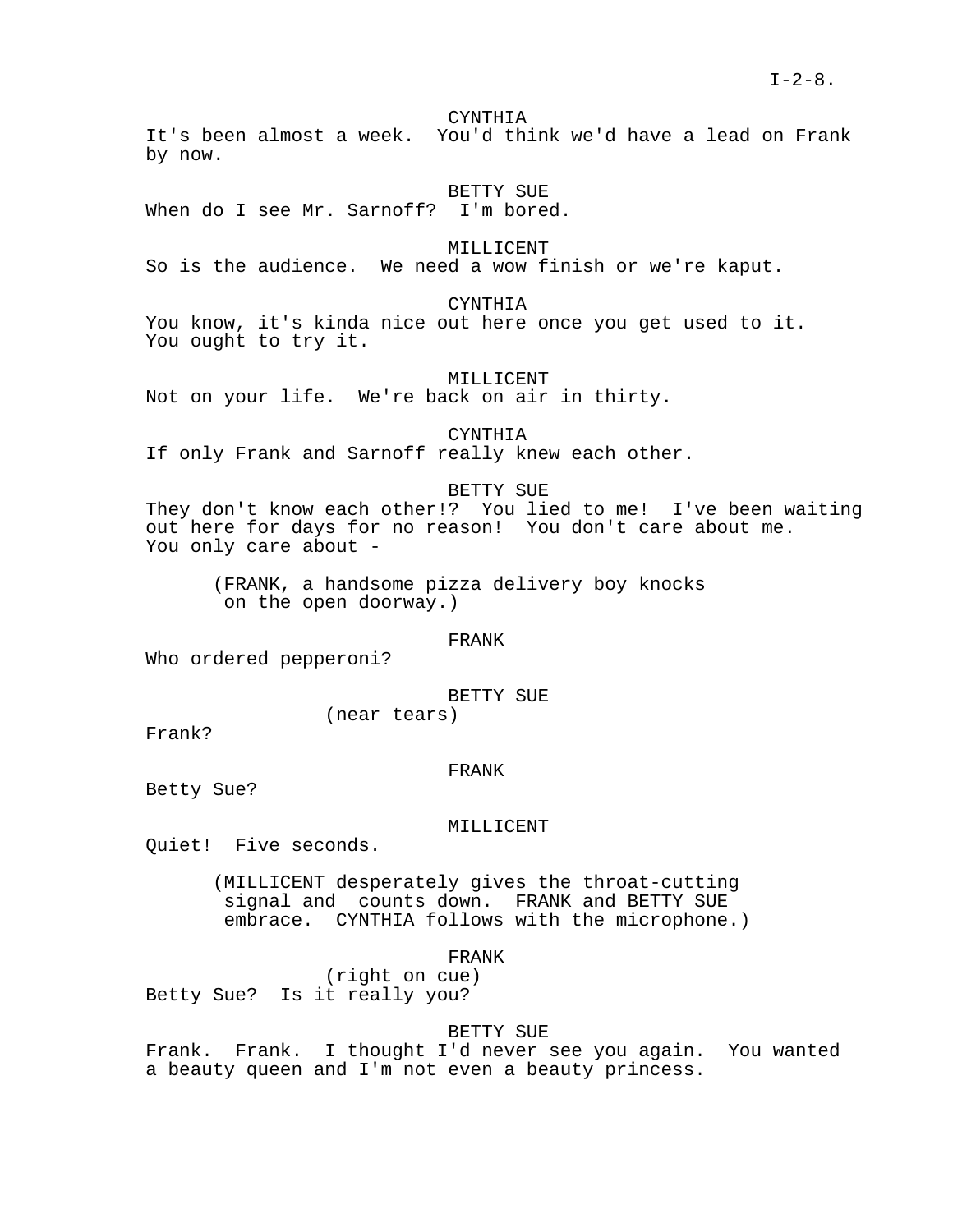CYNTHIA

It's been almost a week. You'd think we'd have a lead on Frank by now.

BETTY SUE

When do I see Mr. Sarnoff? I'm bored.

MILLICENT

So is the audience. We need a wow finish or we're kaput.

CYNTHIA

You know, it's kinda nice out here once you get used to it. You ought to try it.

MILLICENT

Not on your life. We're back on air in thirty.

CYNTHIA

If only Frank and Sarnoff really knew each other.

BETTY SUE

They don't know each other!? You lied to me! I've been waiting out here for days for no reason! You don't care about me. You only care about -

(FRANK, a handsome pizza delivery boy knocks on the open doorway.)

FRANK

Who ordered pepperoni?

BETTY SUE

(near tears)

Frank?

FRANK

Betty Sue?

MILLICENT

Quiet! Five seconds.

(MILLICENT desperately gives the throat-cutting signal and counts down. FRANK and BETTY SUE embrace. CYNTHIA follows with the microphone.)

FRANK

(right on cue)

Betty Sue? Is it really you?

BETTY SUE

Frank. Frank. I thought I'd never see you again. You wanted a beauty queen and I'm not even a beauty princess.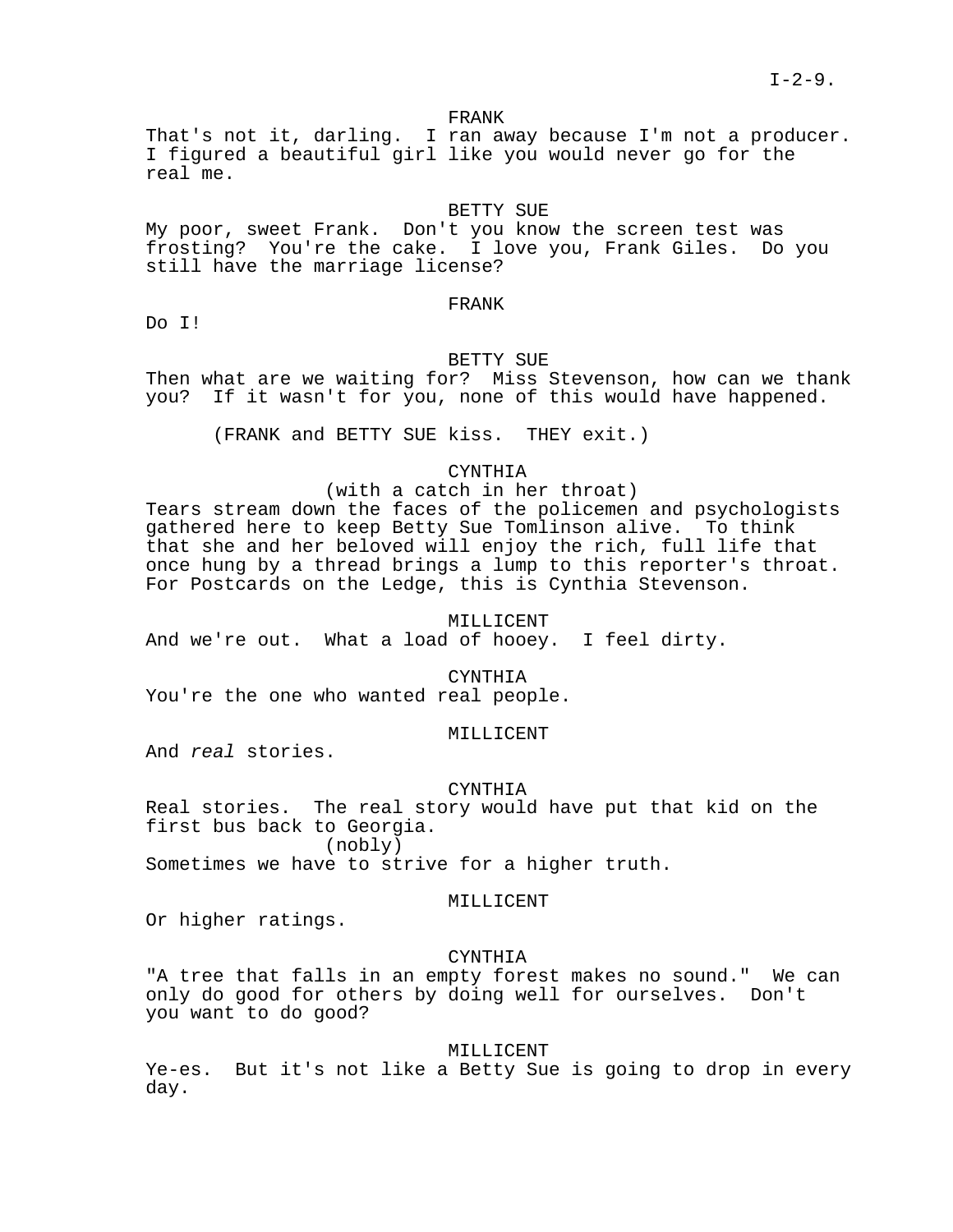FRANK

That's not it, darling. I ran away because I'm not a producer. I figured a beautiful girl like you would never go for the real me.

BETTY SUE

My poor, sweet Frank. Don't you know the screen test was frosting? You're the cake. I love you, Frank Giles. Do you still have the marriage license?

FRANK

Do I!

BETTY SUE

Then what are we waiting for? Miss Stevenson, how can we thank you? If it wasn't for you, none of this would have happened.

(FRANK and BETTY SUE kiss. THEY exit.)

CYNTHIA

(with a catch in her throat)

Tears stream down the faces of the policemen and psychologists gathered here to keep Betty Sue Tomlinson alive. To think that she and her beloved will enjoy the rich, full life that once hung by a thread brings a lump to this reporter's throat. For Postcards on the Ledge, this is Cynthia Stevenson.

MILLICENT

And we're out. What a load of hooey. I feel dirty.

CYNTHIA

You're the one who wanted real people.

MILLICENT

And *real* stories.

CYNTHIA

Real stories. The real story would have put that kid on the first bus back to Georgia.

(nobly)

Sometimes we have to strive for a higher truth.

MILLICENT

Or higher ratings.

CYNTHIA

"A tree that falls in an empty forest makes no sound." We can only do good for others by doing well for ourselves. Don't you want to do good?

MILLICENT

Ye-es. But it's not like a Betty Sue is going to drop in every day.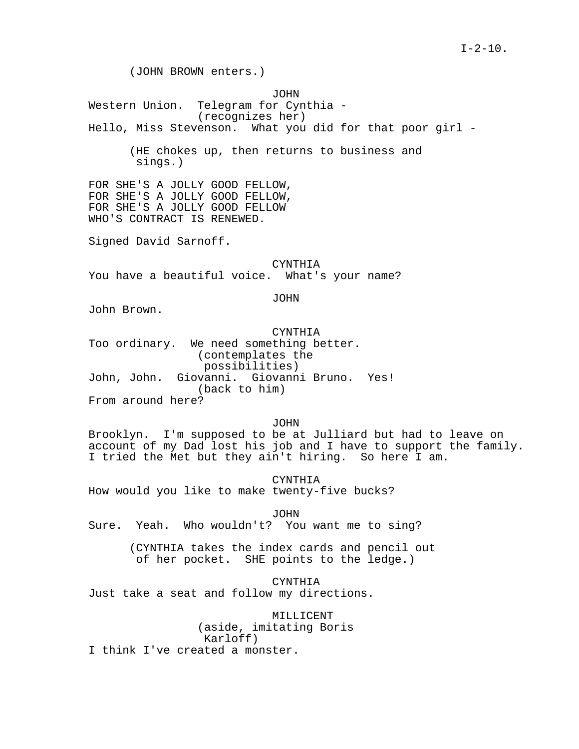(JOHN BROWN enters.)

JOHN

Western Union. Telegram for Cynthia -

(recognizes her)

Hello, Miss Stevenson. What you did for that poor girl -

(HE chokes up, then returns to business and sings.)

FOR SHE'S A JOLLY GOOD FELLOW,
FOR SHE'S A JOLLY GOOD FELLOW,
FOR SHE'S A JOLLY GOOD FELLOW
WHO'S CONTRACT IS RENEWED.

Signed David Sarnoff.

CYNTHIA

You have a beautiful voice. What's your name?

JOHN

John Brown.

CYNTHIA

Too ordinary. We need something better.

(contemplates the possibilities)

John, John. Giovanni. Giovanni Bruno. Yes!

(back to him)

From around here?

JOHN

Brooklyn. I'm supposed to be at Julliard but had to leave on account of my Dad lost his job and I have to support the family. I tried the Met but they ain't hiring. So here I am.

CYNTHIA

How would you like to make twenty-five bucks?

JOHN

Sure. Yeah. Who wouldn't? You want me to sing?

(CYNTHIA takes the index cards and pencil out of her pocket. SHE points to the ledge.)

CYNTHIA

Just take a seat and follow my directions.

MILLICENT

(aside, imitating Boris Karloff)

I think I've created a monster.